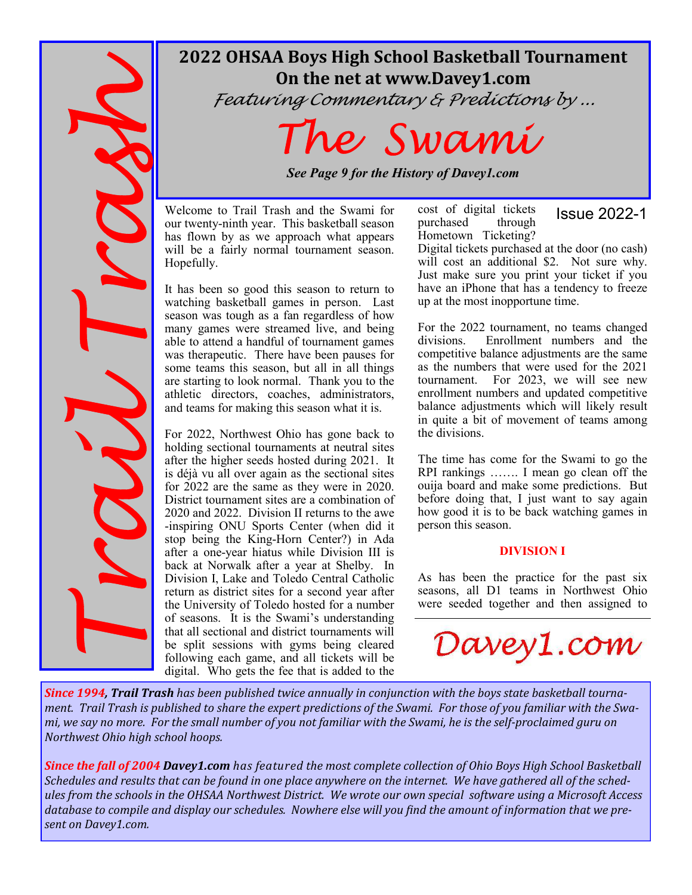# Trail Trash

## 2022 OHSAA Boys High School Basketball Tournament
## On the net at www.Davey1.com

*Featuring Commentary & Predictions by …*

# The Swami

***See Page 9 for the History of Davey1.com***

Issue 2022-1

Welcome to Trail Trash and the Swami for our twenty-ninth year. This basketball season has flown by as we approach what appears will be a fairly normal tournament season. Hopefully.

It has been so good this season to return to watching basketball games in person. Last season was tough as a fan regardless of how many games were streamed live, and being able to attend a handful of tournament games was therapeutic. There have been pauses for some teams this season, but all in all things are starting to look normal. Thank you to the athletic directors, coaches, administrators, and teams for making this season what it is.

For 2022, Northwest Ohio has gone back to holding sectional tournaments at neutral sites after the higher seeds hosted during 2021. It is déjà vu all over again as the sectional sites for 2022 are the same as they were in 2020. District tournament sites are a combination of 2020 and 2022. Division II returns to the awe-inspiring ONU Sports Center (when did it stop being the King-Horn Center?) in Ada after a one-year hiatus while Division III is back at Norwalk after a year at Shelby. In Division I, Lake and Toledo Central Catholic return as district sites for a second year after the University of Toledo hosted for a number of seasons. It is the Swami's understanding that all sectional and district tournaments will be split sessions with gyms being cleared following each game, and all tickets will be digital. Who gets the fee that is added to the cost of digital tickets purchased through Hometown Ticketing? Digital tickets purchased at the door (no cash) will cost an additional $2. Not sure why. Just make sure you print your ticket if you have an iPhone that has a tendency to freeze up at the most inopportune time.

For the 2022 tournament, no teams changed divisions. Enrollment numbers and the competitive balance adjustments are the same as the numbers that were used for the 2021 tournament. For 2023, we will see new enrollment numbers and updated competitive balance adjustments which will likely result in quite a bit of movement of teams among the divisions.

The time has come for the Swami to go the RPI rankings ……. I mean go clean off the ouija board and make some predictions. But before doing that, I just want to say again how good it is to be back watching games in person this season.

### DIVISION I

As has been the practice for the past six seasons, all D1 teams in Northwest Ohio were seeded together and then assigned to

Davey1.com

***Since 1994, Trail Trash** has been published twice annually in conjunction with the boys state basketball tournament. Trail Trash is published to share the expert predictions of the Swami. For those of you familiar with the Swami, we say no more. For the small number of you not familiar with the Swami, he is the self-proclaimed guru on Northwest Ohio high school hoops.*

***Since the fall of 2004 Davey1.com** has featured the most complete collection of Ohio Boys High School Basketball Schedules and results that can be found in one place anywhere on the internet. We have gathered all of the schedules from the schools in the OHSAA Northwest District. We wrote our own special software using a Microsoft Access database to compile and display our schedules. Nowhere else will you find the amount of information that we present on Davey1.com.*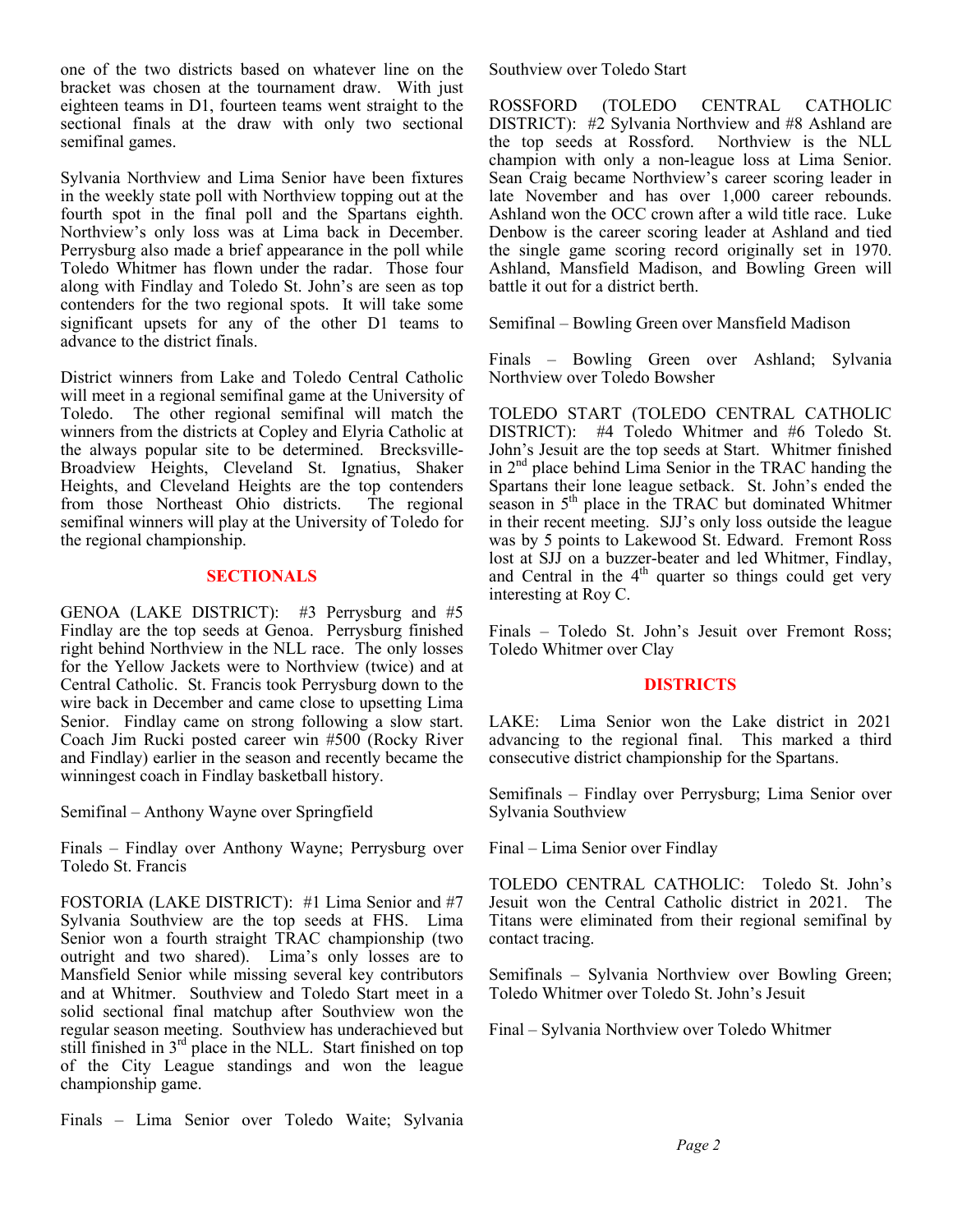one of the two districts based on whatever line on the bracket was chosen at the tournament draw. With just eighteen teams in D1, fourteen teams went straight to the sectional finals at the draw with only two sectional semifinal games.

Sylvania Northview and Lima Senior have been fixtures in the weekly state poll with Northview topping out at the fourth spot in the final poll and the Spartans eighth. Northview's only loss was at Lima back in December. Perrysburg also made a brief appearance in the poll while Toledo Whitmer has flown under the radar. Those four along with Findlay and Toledo St. John's are seen as top contenders for the two regional spots. It will take some significant upsets for any of the other D1 teams to advance to the district finals.

District winners from Lake and Toledo Central Catholic will meet in a regional semifinal game at the University of Toledo. The other regional semifinal will match the winners from the districts at Copley and Elyria Catholic at the always popular site to be determined. Brecksville-Broadview Heights, Cleveland St. Ignatius, Shaker Heights, and Cleveland Heights are the top contenders from those Northeast Ohio districts. The regional semifinal winners will play at the University of Toledo for the regional championship.

## SECTIONALS

GENOA (LAKE DISTRICT): #3 Perrysburg and #5 Findlay are the top seeds at Genoa. Perrysburg finished right behind Northview in the NLL race. The only losses for the Yellow Jackets were to Northview (twice) and at Central Catholic. St. Francis took Perrysburg down to the wire back in December and came close to upsetting Lima Senior. Findlay came on strong following a slow start. Coach Jim Rucki posted career win #500 (Rocky River and Findlay) earlier in the season and recently became the winningest coach in Findlay basketball history.

Semifinal – Anthony Wayne over Springfield

Finals – Findlay over Anthony Wayne; Perrysburg over Toledo St. Francis

FOSTORIA (LAKE DISTRICT): #1 Lima Senior and #7 Sylvania Southview are the top seeds at FHS. Lima Senior won a fourth straight TRAC championship (two outright and two shared). Lima's only losses are to Mansfield Senior while missing several key contributors and at Whitmer. Southview and Toledo Start meet in a solid sectional final matchup after Southview won the regular season meeting. Southview has underachieved but still finished in 3rd place in the NLL. Start finished on top of the City League standings and won the league championship game.

Finals – Lima Senior over Toledo Waite; Sylvania Southview over Toledo Start

ROSSFORD (TOLEDO CENTRAL CATHOLIC DISTRICT): #2 Sylvania Northview and #8 Ashland are the top seeds at Rossford. Northview is the NLL champion with only a non-league loss at Lima Senior. Sean Craig became Northview's career scoring leader in late November and has over 1,000 career rebounds. Ashland won the OCC crown after a wild title race. Luke Denbow is the career scoring leader at Ashland and tied the single game scoring record originally set in 1970. Ashland, Mansfield Madison, and Bowling Green will battle it out for a district berth.

Semifinal – Bowling Green over Mansfield Madison

Finals – Bowling Green over Ashland; Sylvania Northview over Toledo Bowsher

TOLEDO START (TOLEDO CENTRAL CATHOLIC DISTRICT): #4 Toledo Whitmer and #6 Toledo St. John's Jesuit are the top seeds at Start. Whitmer finished in 2nd place behind Lima Senior in the TRAC handing the Spartans their lone league setback. St. John's ended the season in 5th place in the TRAC but dominated Whitmer in their recent meeting. SJJ's only loss outside the league was by 5 points to Lakewood St. Edward. Fremont Ross lost at SJJ on a buzzer-beater and led Whitmer, Findlay, and Central in the 4th quarter so things could get very interesting at Roy C.

Finals – Toledo St. John's Jesuit over Fremont Ross; Toledo Whitmer over Clay

## DISTRICTS

LAKE: Lima Senior won the Lake district in 2021 advancing to the regional final. This marked a third consecutive district championship for the Spartans.

Semifinals – Findlay over Perrysburg; Lima Senior over Sylvania Southview

Final – Lima Senior over Findlay

TOLEDO CENTRAL CATHOLIC: Toledo St. John's Jesuit won the Central Catholic district in 2021. The Titans were eliminated from their regional semifinal by contact tracing.

Semifinals – Sylvania Northview over Bowling Green; Toledo Whitmer over Toledo St. John's Jesuit

Final – Sylvania Northview over Toledo Whitmer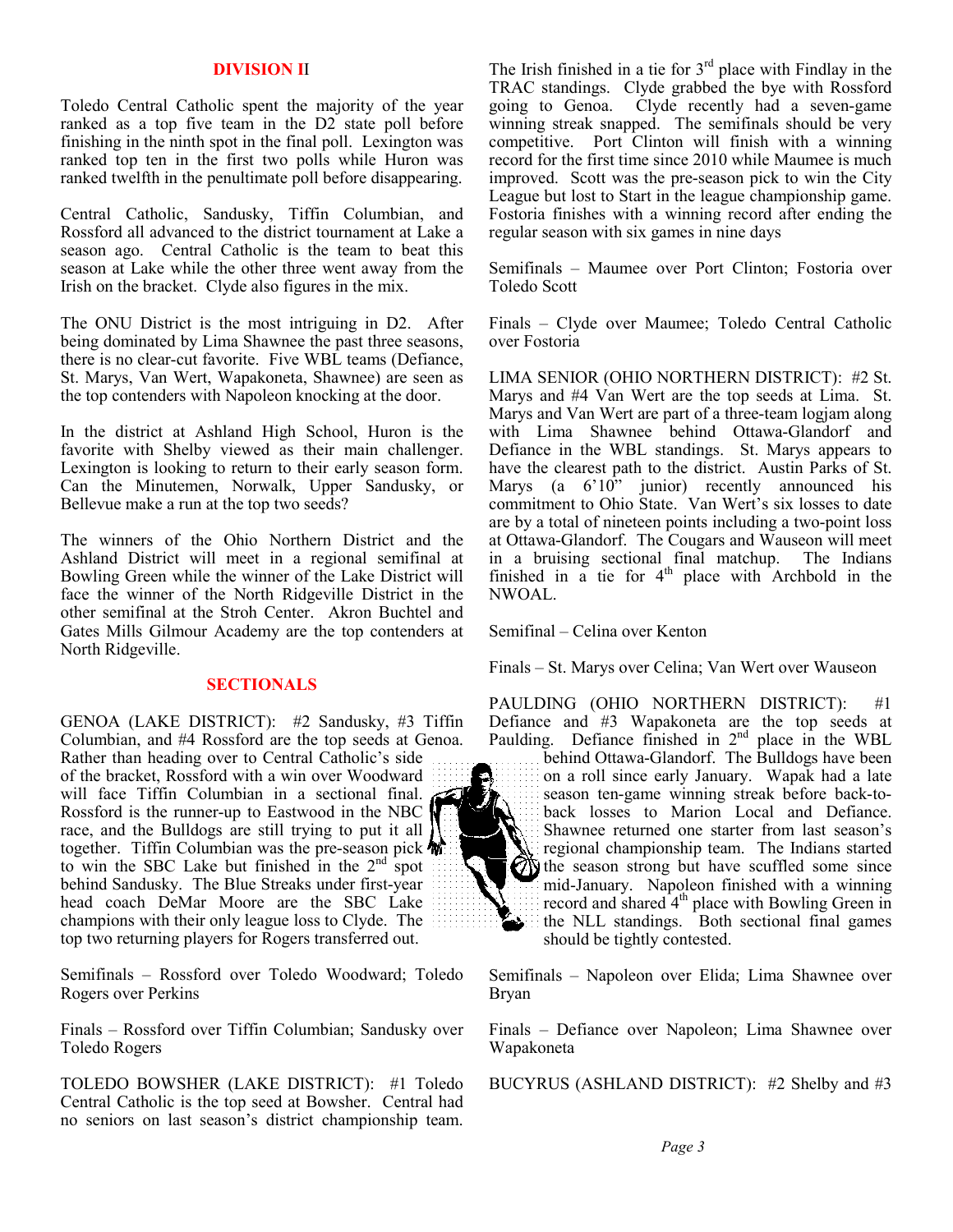## DIVISION II

Toledo Central Catholic spent the majority of the year ranked as a top five team in the D2 state poll before finishing in the ninth spot in the final poll. Lexington was ranked top ten in the first two polls while Huron was ranked twelfth in the penultimate poll before disappearing.

Central Catholic, Sandusky, Tiffin Columbian, and Rossford all advanced to the district tournament at Lake a season ago. Central Catholic is the team to beat this season at Lake while the other three went away from the Irish on the bracket. Clyde also figures in the mix.

The ONU District is the most intriguing in D2. After being dominated by Lima Shawnee the past three seasons, there is no clear-cut favorite. Five WBL teams (Defiance, St. Marys, Van Wert, Wapakoneta, Shawnee) are seen as the top contenders with Napoleon knocking at the door.

In the district at Ashland High School, Huron is the favorite with Shelby viewed as their main challenger. Lexington is looking to return to their early season form. Can the Minutemen, Norwalk, Upper Sandusky, or Bellevue make a run at the top two seeds?

The winners of the Ohio Northern District and the Ashland District will meet in a regional semifinal at Bowling Green while the winner of the Lake District will face the winner of the North Ridgeville District in the other semifinal at the Stroh Center. Akron Buchtel and Gates Mills Gilmour Academy are the top contenders at North Ridgeville.

## SECTIONALS

GENOA (LAKE DISTRICT): #2 Sandusky, #3 Tiffin Columbian, and #4 Rossford are the top seeds at Genoa. Rather than heading over to Central Catholic's side of the bracket, Rossford with a win over Woodward will face Tiffin Columbian in a sectional final. Rossford is the runner-up to Eastwood in the NBC race, and the Bulldogs are still trying to put it all together. Tiffin Columbian was the pre-season pick to win the SBC Lake but finished in the 2nd spot behind Sandusky. The Blue Streaks under first-year head coach DeMar Moore are the SBC Lake champions with their only league loss to Clyde. The top two returning players for Rogers transferred out.

Semifinals – Rossford over Toledo Woodward; Toledo Rogers over Perkins

Finals – Rossford over Tiffin Columbian; Sandusky over Toledo Rogers

TOLEDO BOWSHER (LAKE DISTRICT): #1 Toledo Central Catholic is the top seed at Bowsher. Central had no seniors on last season's district championship team. The Irish finished in a tie for 3rd place with Findlay in the TRAC standings. Clyde grabbed the bye with Rossford going to Genoa. Clyde recently had a seven-game winning streak snapped. The semifinals should be very competitive. Port Clinton will finish with a winning record for the first time since 2010 while Maumee is much improved. Scott was the pre-season pick to win the City League but lost to Start in the league championship game. Fostoria finishes with a winning record after ending the regular season with six games in nine days

Semifinals – Maumee over Port Clinton; Fostoria over Toledo Scott

Finals – Clyde over Maumee; Toledo Central Catholic over Fostoria

LIMA SENIOR (OHIO NORTHERN DISTRICT): #2 St. Marys and #4 Van Wert are the top seeds at Lima. St. Marys and Van Wert are part of a three-team logjam along with Lima Shawnee behind Ottawa-Glandorf and Defiance in the WBL standings. St. Marys appears to have the clearest path to the district. Austin Parks of St. Marys (a 6'10" junior) recently announced his commitment to Ohio State. Van Wert's six losses to date are by a total of nineteen points including a two-point loss at Ottawa-Glandorf. The Cougars and Wauseon will meet in a bruising sectional final matchup. The Indians finished in a tie for 4th place with Archbold in the NWOAL.

Semifinal – Celina over Kenton

Finals – St. Marys over Celina; Van Wert over Wauseon

PAULDING (OHIO NORTHERN DISTRICT): #1 Defiance and #3 Wapakoneta are the top seeds at Paulding. Defiance finished in 2nd place in the WBL behind Ottawa-Glandorf. The Bulldogs have been on a roll since early January. Wapak had a late season ten-game winning streak before back-to-back losses to Marion Local and Defiance. Shawnee returned one starter from last season's regional championship team. The Indians started the season strong but have scuffled some since mid-January. Napoleon finished with a winning record and shared 4th place with Bowling Green in the NLL standings. Both sectional final games should be tightly contested.

Semifinals – Napoleon over Elida; Lima Shawnee over Bryan

Finals – Defiance over Napoleon; Lima Shawnee over Wapakoneta

BUCYRUS (ASHLAND DISTRICT): #2 Shelby and #3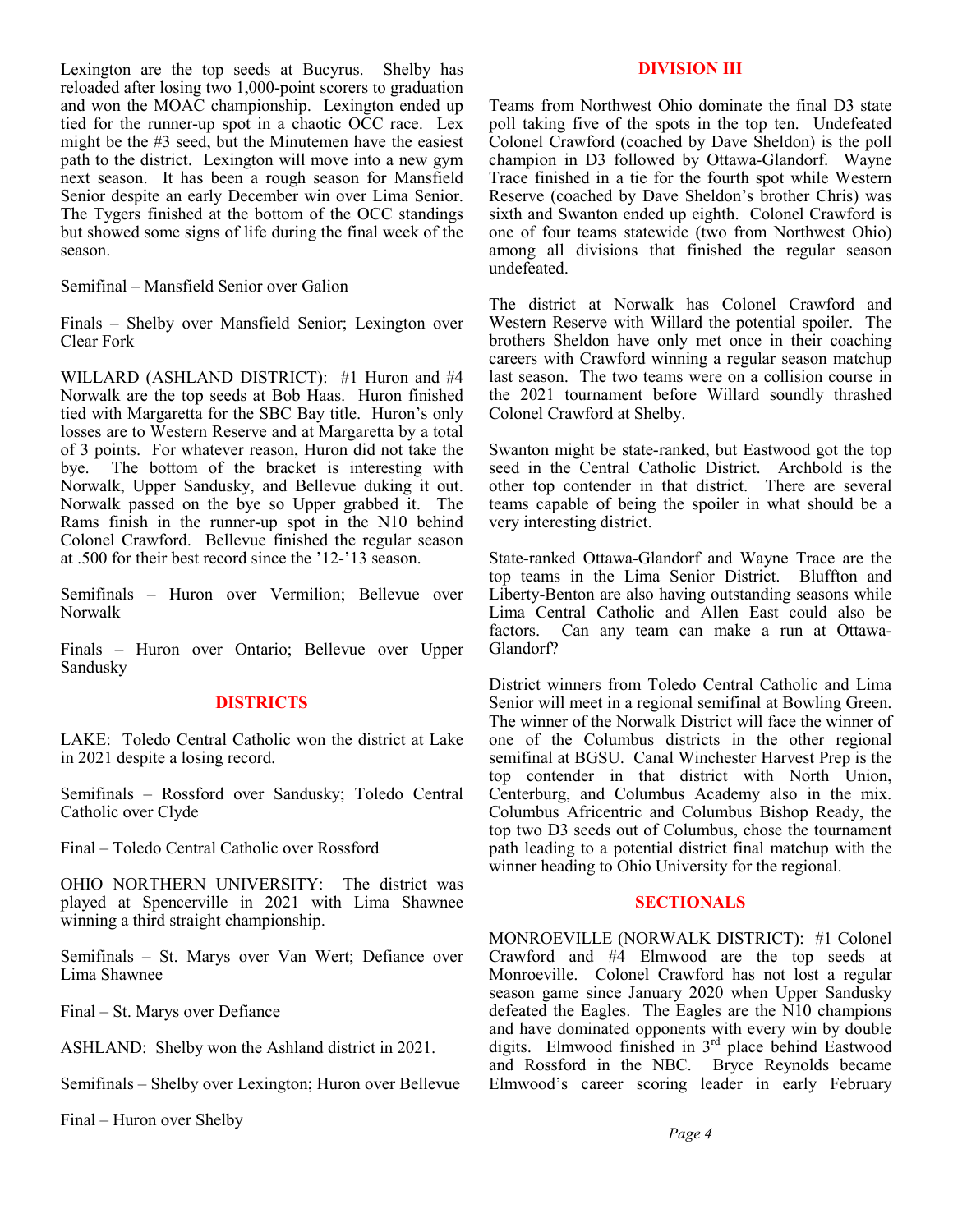Lexington are the top seeds at Bucyrus. Shelby has reloaded after losing two 1,000-point scorers to graduation and won the MOAC championship. Lexington ended up tied for the runner-up spot in a chaotic OCC race. Lex might be the #3 seed, but the Minutemen have the easiest path to the district. Lexington will move into a new gym next season. It has been a rough season for Mansfield Senior despite an early December win over Lima Senior. The Tygers finished at the bottom of the OCC standings but showed some signs of life during the final week of the season.

Semifinal – Mansfield Senior over Galion

Finals – Shelby over Mansfield Senior; Lexington over Clear Fork

WILLARD (ASHLAND DISTRICT): #1 Huron and #4 Norwalk are the top seeds at Bob Haas. Huron finished tied with Margaretta for the SBC Bay title. Huron's only losses are to Western Reserve and at Margaretta by a total of 3 points. For whatever reason, Huron did not take the bye. The bottom of the bracket is interesting with Norwalk, Upper Sandusky, and Bellevue duking it out. Norwalk passed on the bye so Upper grabbed it. The Rams finish in the runner-up spot in the N10 behind Colonel Crawford. Bellevue finished the regular season at .500 for their best record since the '12-'13 season.

Semifinals – Huron over Vermilion; Bellevue over Norwalk

Finals – Huron over Ontario; Bellevue over Upper Sandusky

## DISTRICTS

LAKE: Toledo Central Catholic won the district at Lake in 2021 despite a losing record.

Semifinals – Rossford over Sandusky; Toledo Central Catholic over Clyde

Final – Toledo Central Catholic over Rossford

OHIO NORTHERN UNIVERSITY: The district was played at Spencerville in 2021 with Lima Shawnee winning a third straight championship.

Semifinals – St. Marys over Van Wert; Defiance over Lima Shawnee

Final – St. Marys over Defiance

ASHLAND: Shelby won the Ashland district in 2021.

Semifinals – Shelby over Lexington; Huron over Bellevue

Final – Huron over Shelby

## DIVISION III

Teams from Northwest Ohio dominate the final D3 state poll taking five of the spots in the top ten. Undefeated Colonel Crawford (coached by Dave Sheldon) is the poll champion in D3 followed by Ottawa-Glandorf. Wayne Trace finished in a tie for the fourth spot while Western Reserve (coached by Dave Sheldon's brother Chris) was sixth and Swanton ended up eighth. Colonel Crawford is one of four teams statewide (two from Northwest Ohio) among all divisions that finished the regular season undefeated.

The district at Norwalk has Colonel Crawford and Western Reserve with Willard the potential spoiler. The brothers Sheldon have only met once in their coaching careers with Crawford winning a regular season matchup last season. The two teams were on a collision course in the 2021 tournament before Willard soundly thrashed Colonel Crawford at Shelby.

Swanton might be state-ranked, but Eastwood got the top seed in the Central Catholic District. Archbold is the other top contender in that district. There are several teams capable of being the spoiler in what should be a very interesting district.

State-ranked Ottawa-Glandorf and Wayne Trace are the top teams in the Lima Senior District. Bluffton and Liberty-Benton are also having outstanding seasons while Lima Central Catholic and Allen East could also be factors. Can any team can make a run at Ottawa-Glandorf?

District winners from Toledo Central Catholic and Lima Senior will meet in a regional semifinal at Bowling Green. The winner of the Norwalk District will face the winner of one of the Columbus districts in the other regional semifinal at BGSU. Canal Winchester Harvest Prep is the top contender in that district with North Union, Centerburg, and Columbus Academy also in the mix. Columbus Africentric and Columbus Bishop Ready, the top two D3 seeds out of Columbus, chose the tournament path leading to a potential district final matchup with the winner heading to Ohio University for the regional.

## SECTIONALS

MONROEVILLE (NORWALK DISTRICT): #1 Colonel Crawford and #4 Elmwood are the top seeds at Monroeville. Colonel Crawford has not lost a regular season game since January 2020 when Upper Sandusky defeated the Eagles. The Eagles are the N10 champions and have dominated opponents with every win by double digits. Elmwood finished in 3rd place behind Eastwood and Rossford in the NBC. Bryce Reynolds became Elmwood's career scoring leader in early February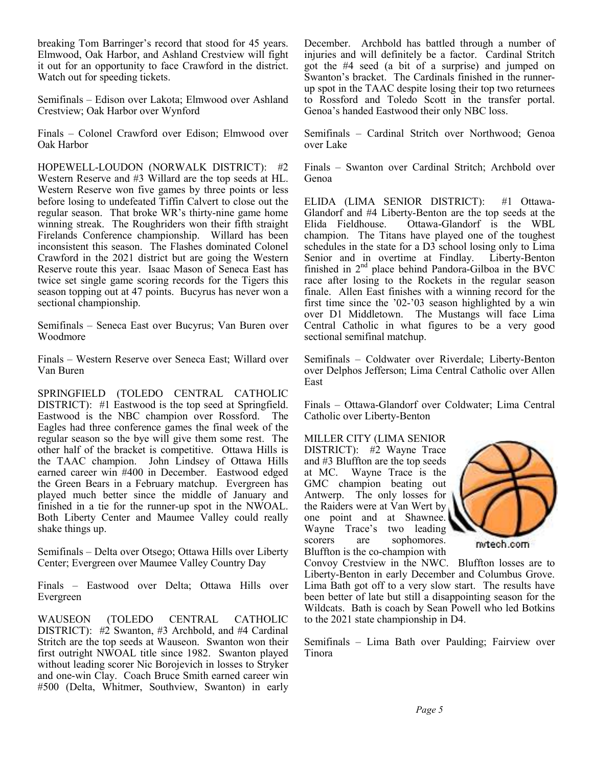breaking Tom Barringer's record that stood for 45 years. Elmwood, Oak Harbor, and Ashland Crestview will fight it out for an opportunity to face Crawford in the district. Watch out for speeding tickets.

Semifinals – Edison over Lakota; Elmwood over Ashland Crestview; Oak Harbor over Wynford

Finals – Colonel Crawford over Edison; Elmwood over Oak Harbor

HOPEWELL-LOUDON (NORWALK DISTRICT): #2 Western Reserve and #3 Willard are the top seeds at HL. Western Reserve won five games by three points or less before losing to undefeated Tiffin Calvert to close out the regular season. That broke WR's thirty-nine game home winning streak. The Roughriders won their fifth straight Firelands Conference championship. Willard has been inconsistent this season. The Flashes dominated Colonel Crawford in the 2021 district but are going the Western Reserve route this year. Isaac Mason of Seneca East has twice set single game scoring records for the Tigers this season topping out at 47 points. Bucyrus has never won a sectional championship.

Semifinals – Seneca East over Bucyrus; Van Buren over Woodmore

Finals – Western Reserve over Seneca East; Willard over Van Buren

SPRINGFIELD (TOLEDO CENTRAL CATHOLIC DISTRICT): #1 Eastwood is the top seed at Springfield. Eastwood is the NBC champion over Rossford. The Eagles had three conference games the final week of the regular season so the bye will give them some rest. The other half of the bracket is competitive. Ottawa Hills is the TAAC champion. John Lindsey of Ottawa Hills earned career win #400 in December. Eastwood edged the Green Bears in a February matchup. Evergreen has played much better since the middle of January and finished in a tie for the runner-up spot in the NWOAL. Both Liberty Center and Maumee Valley could really shake things up.

Semifinals – Delta over Otsego; Ottawa Hills over Liberty Center; Evergreen over Maumee Valley Country Day

Finals – Eastwood over Delta; Ottawa Hills over Evergreen

WAUSEON (TOLEDO CENTRAL CATHOLIC DISTRICT): #2 Swanton, #3 Archbold, and #4 Cardinal Stritch are the top seeds at Wauseon. Swanton won their first outright NWOAL title since 1982. Swanton played without leading scorer Nic Borojevich in losses to Stryker and one-win Clay. Coach Bruce Smith earned career win #500 (Delta, Whitmer, Southview, Swanton) in early December. Archbold has battled through a number of injuries and will definitely be a factor. Cardinal Stritch got the #4 seed (a bit of a surprise) and jumped on Swanton's bracket. The Cardinals finished in the runner-up spot in the TAAC despite losing their top two returnees to Rossford and Toledo Scott in the transfer portal. Genoa's handed Eastwood their only NBC loss.

Semifinals – Cardinal Stritch over Northwood; Genoa over Lake

Finals – Swanton over Cardinal Stritch; Archbold over Genoa

ELIDA (LIMA SENIOR DISTRICT): #1 Ottawa-Glandorf and #4 Liberty-Benton are the top seeds at the Elida Fieldhouse. Ottawa-Glandorf is the WBL champion. The Titans have played one of the toughest schedules in the state for a D3 school losing only to Lima Senior and in overtime at Findlay. Liberty-Benton finished in 2nd place behind Pandora-Gilboa in the BVC race after losing to the Rockets in the regular season finale. Allen East finishes with a winning record for the first time since the '02-'03 season highlighted by a win over D1 Middletown. The Mustangs will face Lima Central Catholic in what figures to be a very good sectional semifinal matchup.

Semifinals – Coldwater over Riverdale; Liberty-Benton over Delphos Jefferson; Lima Central Catholic over Allen East

Finals – Ottawa-Glandorf over Coldwater; Lima Central Catholic over Liberty-Benton

MILLER CITY (LIMA SENIOR DISTRICT): #2 Wayne Trace and #3 Bluffton are the top seeds at MC. Wayne Trace is the GMC champion beating out Antwerp. The only losses for the Raiders were at Van Wert by one point and at Shawnee. Wayne Trace's two leading scorers are sophomores. Bluffton is the co-champion with Convoy Crestview in the NWC. Bluffton losses are to Liberty-Benton in early December and Columbus Grove. Lima Bath got off to a very slow start. The results have been better of late but still a disappointing season for the Wildcats. Bath is coach by Sean Powell who led Botkins to the 2021 state championship in D4.

nvtech.com

Semifinals – Lima Bath over Paulding; Fairview over Tinora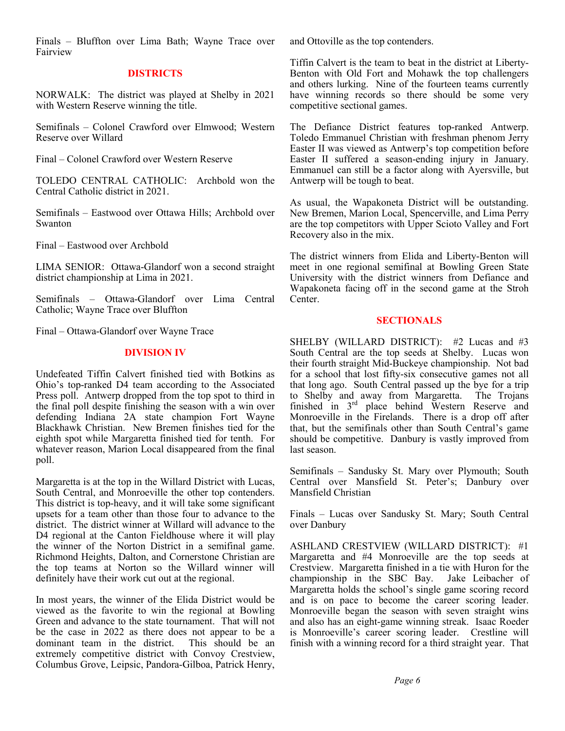Finals – Bluffton over Lima Bath; Wayne Trace over Fairview

## DISTRICTS

NORWALK: The district was played at Shelby in 2021 with Western Reserve winning the title.

Semifinals – Colonel Crawford over Elmwood; Western Reserve over Willard

Final – Colonel Crawford over Western Reserve

TOLEDO CENTRAL CATHOLIC: Archbold won the Central Catholic district in 2021.

Semifinals – Eastwood over Ottawa Hills; Archbold over Swanton

Final – Eastwood over Archbold

LIMA SENIOR: Ottawa-Glandorf won a second straight district championship at Lima in 2021.

Semifinals – Ottawa-Glandorf over Lima Central Catholic; Wayne Trace over Bluffton

Final – Ottawa-Glandorf over Wayne Trace

## DIVISION IV

Undefeated Tiffin Calvert finished tied with Botkins as Ohio's top-ranked D4 team according to the Associated Press poll. Antwerp dropped from the top spot to third in the final poll despite finishing the season with a win over defending Indiana 2A state champion Fort Wayne Blackhawk Christian. New Bremen finishes tied for the eighth spot while Margaretta finished tied for tenth. For whatever reason, Marion Local disappeared from the final poll.

Margaretta is at the top in the Willard District with Lucas, South Central, and Monroeville the other top contenders. This district is top-heavy, and it will take some significant upsets for a team other than those four to advance to the district. The district winner at Willard will advance to the D4 regional at the Canton Fieldhouse where it will play the winner of the Norton District in a semifinal game. Richmond Heights, Dalton, and Cornerstone Christian are the top teams at Norton so the Willard winner will definitely have their work cut out at the regional.

In most years, the winner of the Elida District would be viewed as the favorite to win the regional at Bowling Green and advance to the state tournament. That will not be the case in 2022 as there does not appear to be a dominant team in the district. This should be an extremely competitive district with Convoy Crestview, Columbus Grove, Leipsic, Pandora-Gilboa, Patrick Henry, and Ottoville as the top contenders.

Tiffin Calvert is the team to beat in the district at Liberty-Benton with Old Fort and Mohawk the top challengers and others lurking. Nine of the fourteen teams currently have winning records so there should be some very competitive sectional games.

The Defiance District features top-ranked Antwerp. Toledo Emmanuel Christian with freshman phenom Jerry Easter II was viewed as Antwerp's top competition before Easter II suffered a season-ending injury in January. Emmanuel can still be a factor along with Ayersville, but Antwerp will be tough to beat.

As usual, the Wapakoneta District will be outstanding. New Bremen, Marion Local, Spencerville, and Lima Perry are the top competitors with Upper Scioto Valley and Fort Recovery also in the mix.

The district winners from Elida and Liberty-Benton will meet in one regional semifinal at Bowling Green State University with the district winners from Defiance and Wapakoneta facing off in the second game at the Stroh Center.

## SECTIONALS

SHELBY (WILLARD DISTRICT): #2 Lucas and #3 South Central are the top seeds at Shelby. Lucas won their fourth straight Mid-Buckeye championship. Not bad for a school that lost fifty-six consecutive games not all that long ago. South Central passed up the bye for a trip to Shelby and away from Margaretta. The Trojans finished in 3rd place behind Western Reserve and Monroeville in the Firelands. There is a drop off after that, but the semifinals other than South Central's game should be competitive. Danbury is vastly improved from last season.

Semifinals – Sandusky St. Mary over Plymouth; South Central over Mansfield St. Peter's; Danbury over Mansfield Christian

Finals – Lucas over Sandusky St. Mary; South Central over Danbury

ASHLAND CRESTVIEW (WILLARD DISTRICT): #1 Margaretta and #4 Monroeville are the top seeds at Crestview. Margaretta finished in a tie with Huron for the championship in the SBC Bay. Jake Leibacher of Margaretta holds the school's single game scoring record and is on pace to become the career scoring leader. Monroeville began the season with seven straight wins and also has an eight-game winning streak. Isaac Roeder is Monroeville's career scoring leader. Crestline will finish with a winning record for a third straight year. That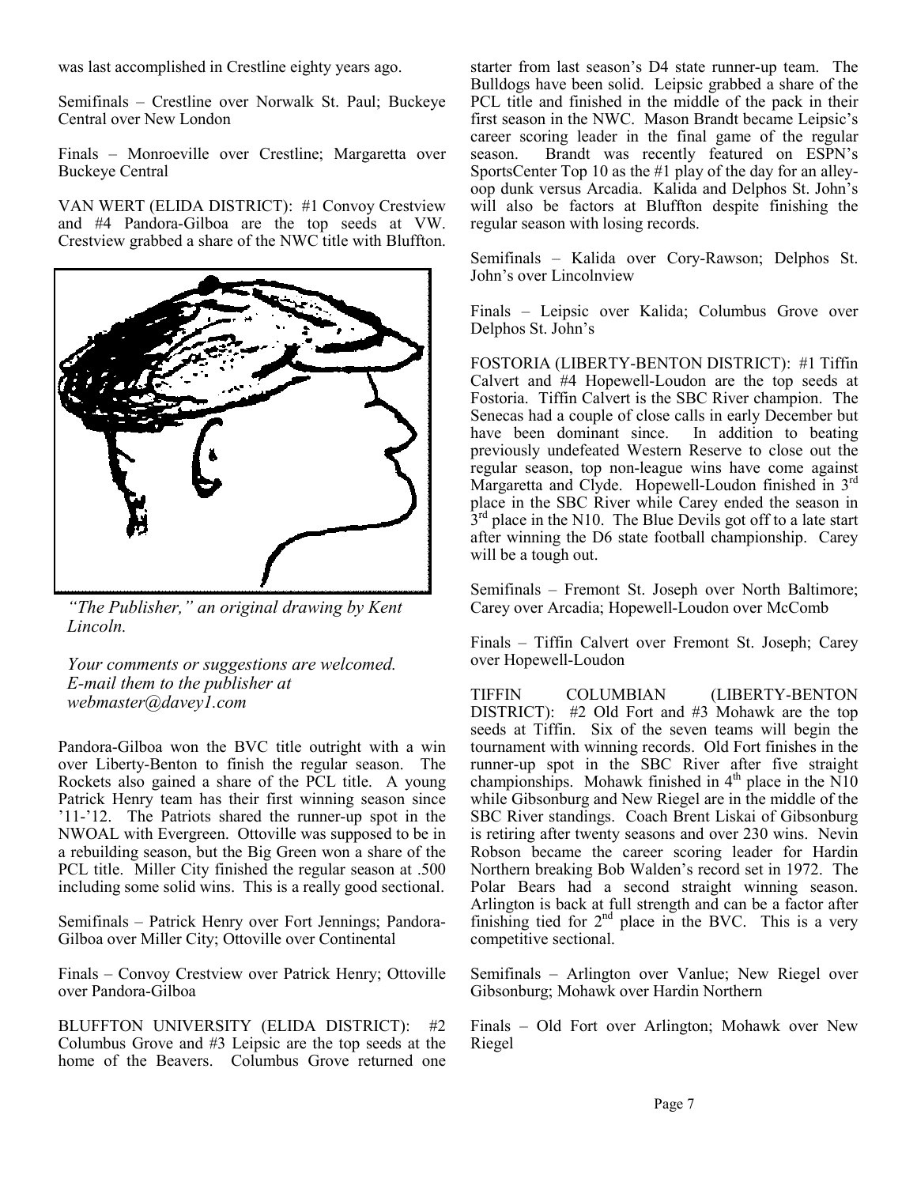was last accomplished in Crestline eighty years ago.

Semifinals – Crestline over Norwalk St. Paul; Buckeye Central over New London

Finals – Monroeville over Crestline; Margaretta over Buckeye Central

VAN WERT (ELIDA DISTRICT): #1 Convoy Crestview and #4 Pandora-Gilboa are the top seeds at VW. Crestview grabbed a share of the NWC title with Bluffton.

*"The Publisher," an original drawing by Kent Lincoln.*

*Your comments or suggestions are welcomed. E-mail them to the publisher at webmaster@davey1.com*

Pandora-Gilboa won the BVC title outright with a win over Liberty-Benton to finish the regular season. The Rockets also gained a share of the PCL title. A young Patrick Henry team has their first winning season since '11-'12. The Patriots shared the runner-up spot in the NWOAL with Evergreen. Ottoville was supposed to be in a rebuilding season, but the Big Green won a share of the PCL title. Miller City finished the regular season at .500 including some solid wins. This is a really good sectional.

Semifinals – Patrick Henry over Fort Jennings; Pandora-Gilboa over Miller City; Ottoville over Continental

Finals – Convoy Crestview over Patrick Henry; Ottoville over Pandora-Gilboa

BLUFFTON UNIVERSITY (ELIDA DISTRICT): #2 Columbus Grove and #3 Leipsic are the top seeds at the home of the Beavers. Columbus Grove returned one starter from last season's D4 state runner-up team. The Bulldogs have been solid. Leipsic grabbed a share of the PCL title and finished in the middle of the pack in their first season in the NWC. Mason Brandt became Leipsic's career scoring leader in the final game of the regular season. Brandt was recently featured on ESPN's SportsCenter Top 10 as the #1 play of the day for an alley-oop dunk versus Arcadia. Kalida and Delphos St. John's will also be factors at Bluffton despite finishing the regular season with losing records.

Semifinals – Kalida over Cory-Rawson; Delphos St. John's over Lincolnview

Finals – Leipsic over Kalida; Columbus Grove over Delphos St. John's

FOSTORIA (LIBERTY-BENTON DISTRICT): #1 Tiffin Calvert and #4 Hopewell-Loudon are the top seeds at Fostoria. Tiffin Calvert is the SBC River champion. The Senecas had a couple of close calls in early December but have been dominant since. In addition to beating previously undefeated Western Reserve to close out the regular season, top non-league wins have come against Margaretta and Clyde. Hopewell-Loudon finished in 3rd place in the SBC River while Carey ended the season in 3rd place in the N10. The Blue Devils got off to a late start after winning the D6 state football championship. Carey will be a tough out.

Semifinals – Fremont St. Joseph over North Baltimore; Carey over Arcadia; Hopewell-Loudon over McComb

Finals – Tiffin Calvert over Fremont St. Joseph; Carey over Hopewell-Loudon

TIFFIN COLUMBIAN (LIBERTY-BENTON DISTRICT): #2 Old Fort and #3 Mohawk are the top seeds at Tiffin. Six of the seven teams will begin the tournament with winning records. Old Fort finishes in the runner-up spot in the SBC River after five straight championships. Mohawk finished in 4th place in the N10 while Gibsonburg and New Riegel are in the middle of the SBC River standings. Coach Brent Liskai of Gibsonburg is retiring after twenty seasons and over 230 wins. Nevin Robson became the career scoring leader for Hardin Northern breaking Bob Walden's record set in 1972. The Polar Bears had a second straight winning season. Arlington is back at full strength and can be a factor after finishing tied for 2nd place in the BVC. This is a very competitive sectional.

Semifinals – Arlington over Vanlue; New Riegel over Gibsonburg; Mohawk over Hardin Northern

Finals – Old Fort over Arlington; Mohawk over New Riegel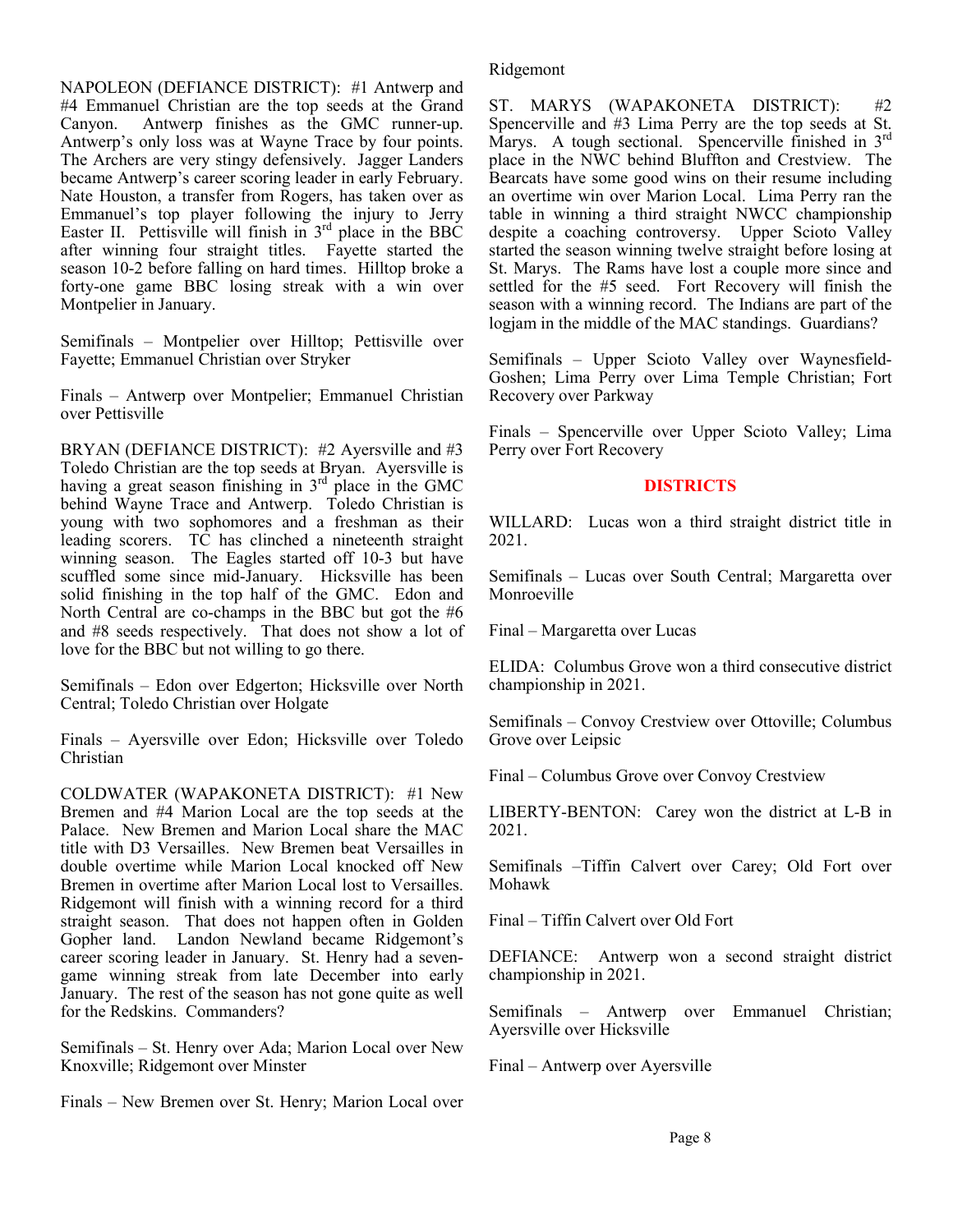NAPOLEON (DEFIANCE DISTRICT): #1 Antwerp and #4 Emmanuel Christian are the top seeds at the Grand Canyon. Antwerp finishes as the GMC runner-up. Antwerp's only loss was at Wayne Trace by four points. The Archers are very stingy defensively. Jagger Landers became Antwerp's career scoring leader in early February. Nate Houston, a transfer from Rogers, has taken over as Emmanuel's top player following the injury to Jerry Easter II. Pettisville will finish in 3rd place in the BBC after winning four straight titles. Fayette started the season 10-2 before falling on hard times. Hilltop broke a forty-one game BBC losing streak with a win over Montpelier in January.

Semifinals – Montpelier over Hilltop; Pettisville over Fayette; Emmanuel Christian over Stryker

Finals – Antwerp over Montpelier; Emmanuel Christian over Pettisville

BRYAN (DEFIANCE DISTRICT): #2 Ayersville and #3 Toledo Christian are the top seeds at Bryan. Ayersville is having a great season finishing in 3rd place in the GMC behind Wayne Trace and Antwerp. Toledo Christian is young with two sophomores and a freshman as their leading scorers. TC has clinched a nineteenth straight winning season. The Eagles started off 10-3 but have scuffled some since mid-January. Hicksville has been solid finishing in the top half of the GMC. Edon and North Central are co-champs in the BBC but got the #6 and #8 seeds respectively. That does not show a lot of love for the BBC but not willing to go there.

Semifinals – Edon over Edgerton; Hicksville over North Central; Toledo Christian over Holgate

Finals – Ayersville over Edon; Hicksville over Toledo Christian

COLDWATER (WAPAKONETA DISTRICT): #1 New Bremen and #4 Marion Local are the top seeds at the Palace. New Bremen and Marion Local share the MAC title with D3 Versailles. New Bremen beat Versailles in double overtime while Marion Local knocked off New Bremen in overtime after Marion Local lost to Versailles. Ridgemont will finish with a winning record for a third straight season. That does not happen often in Golden Gopher land. Landon Newland became Ridgemont's career scoring leader in January. St. Henry had a seven-game winning streak from late December into early January. The rest of the season has not gone quite as well for the Redskins. Commanders?

Semifinals – St. Henry over Ada; Marion Local over New Knoxville; Ridgemont over Minster

Finals – New Bremen over St. Henry; Marion Local over Ridgemont

ST. MARYS (WAPAKONETA DISTRICT): #2 Spencerville and #3 Lima Perry are the top seeds at St. Marys. A tough sectional. Spencerville finished in 3rd place in the NWC behind Bluffton and Crestview. The Bearcats have some good wins on their resume including an overtime win over Marion Local. Lima Perry ran the table in winning a third straight NWCC championship despite a coaching controversy. Upper Scioto Valley started the season winning twelve straight before losing at St. Marys. The Rams have lost a couple more since and settled for the #5 seed. Fort Recovery will finish the season with a winning record. The Indians are part of the logjam in the middle of the MAC standings. Guardians?

Semifinals – Upper Scioto Valley over Waynesfield-Goshen; Lima Perry over Lima Temple Christian; Fort Recovery over Parkway

Finals – Spencerville over Upper Scioto Valley; Lima Perry over Fort Recovery

## DISTRICTS

WILLARD: Lucas won a third straight district title in 2021.

Semifinals – Lucas over South Central; Margaretta over Monroeville

Final – Margaretta over Lucas

ELIDA: Columbus Grove won a third consecutive district championship in 2021.

Semifinals – Convoy Crestview over Ottoville; Columbus Grove over Leipsic

Final – Columbus Grove over Convoy Crestview

LIBERTY-BENTON: Carey won the district at L-B in 2021.

Semifinals –Tiffin Calvert over Carey; Old Fort over Mohawk

Final – Tiffin Calvert over Old Fort

DEFIANCE: Antwerp won a second straight district championship in 2021.

Semifinals – Antwerp over Emmanuel Christian; Ayersville over Hicksville

Final – Antwerp over Ayersville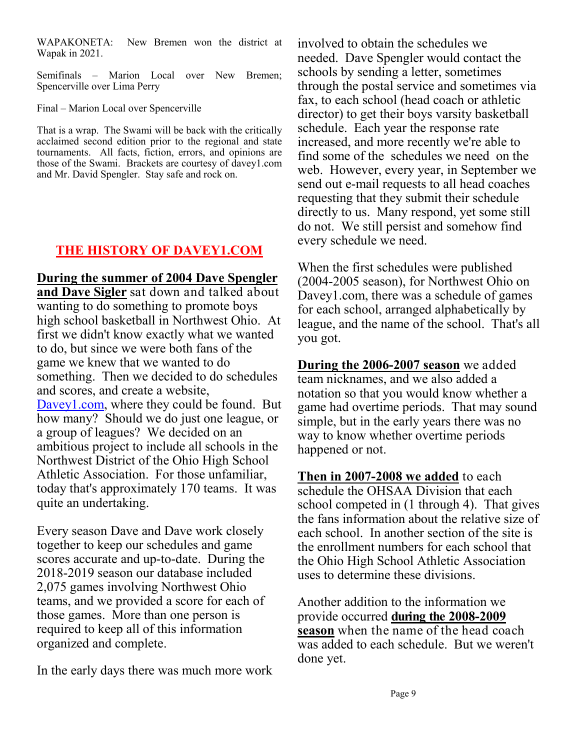WAPAKONETA: New Bremen won the district at Wapak in 2021.

Semifinals – Marion Local over New Bremen; Spencerville over Lima Perry

Final – Marion Local over Spencerville

That is a wrap. The Swami will be back with the critically acclaimed second edition prior to the regional and state tournaments. All facts, fiction, errors, and opinions are those of the Swami. Brackets are courtesy of davey1.com and Mr. David Spengler. Stay safe and rock on.

## THE HISTORY OF DAVEY1.COM

**During the summer of 2004 Dave Spengler and Dave Sigler** sat down and talked about wanting to do something to promote boys high school basketball in Northwest Ohio. At first we didn't know exactly what we wanted to do, but since we were both fans of the game we knew that we wanted to do something. Then we decided to do schedules and scores, and create a website, Davey1.com, where they could be found. But how many? Should we do just one league, or a group of leagues? We decided on an ambitious project to include all schools in the Northwest District of the Ohio High School Athletic Association. For those unfamiliar, today that's approximately 170 teams. It was quite an undertaking.

Every season Dave and Dave work closely together to keep our schedules and game scores accurate and up-to-date. During the 2018-2019 season our database included 2,075 games involving Northwest Ohio teams, and we provided a score for each of those games. More than one person is required to keep all of this information organized and complete.

In the early days there was much more work involved to obtain the schedules we needed. Dave Spengler would contact the schools by sending a letter, sometimes through the postal service and sometimes via fax, to each school (head coach or athletic director) to get their boys varsity basketball schedule. Each year the response rate increased, and more recently we're able to find some of the schedules we need on the web. However, every year, in September we send out e-mail requests to all head coaches requesting that they submit their schedule directly to us. Many respond, yet some still do not. We still persist and somehow find every schedule we need.

When the first schedules were published (2004-2005 season), for Northwest Ohio on Davey1.com, there was a schedule of games for each school, arranged alphabetically by league, and the name of the school. That's all you got.

**During the 2006-2007 season** we added team nicknames, and we also added a notation so that you would know whether a game had overtime periods. That may sound simple, but in the early years there was no way to know whether overtime periods happened or not.

**Then in 2007-2008 we added** to each schedule the OHSAA Division that each school competed in (1 through 4). That gives the fans information about the relative size of each school. In another section of the site is the enrollment numbers for each school that the Ohio High School Athletic Association uses to determine these divisions.

Another addition to the information we provide occurred **during the 2008-2009 season** when the name of the head coach was added to each schedule. But we weren't done yet.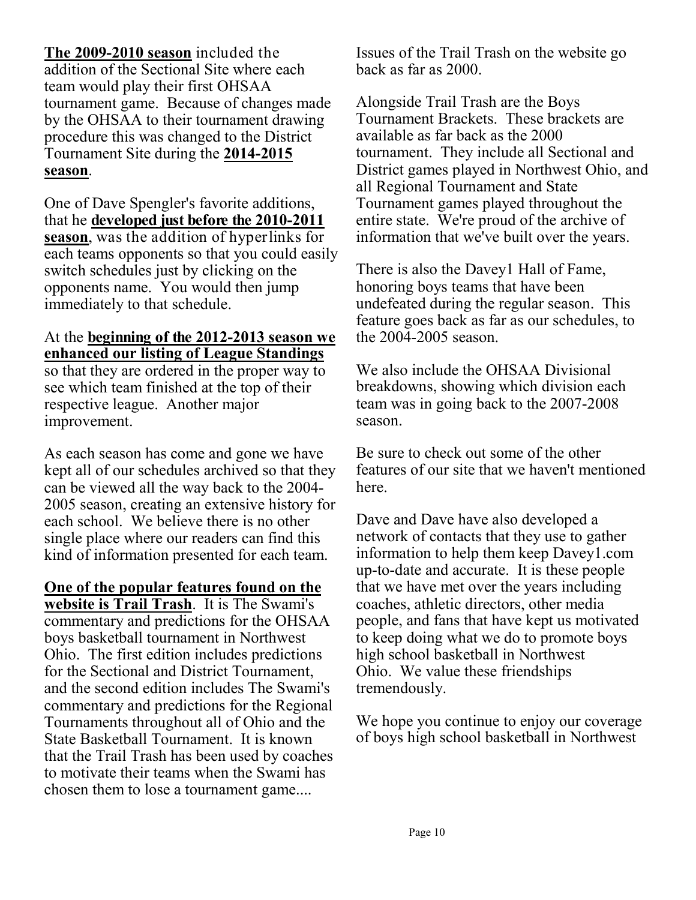**The 2009-2010 season** included the addition of the Sectional Site where each team would play their first OHSAA tournament game. Because of changes made by the OHSAA to their tournament drawing procedure this was changed to the District Tournament Site during the **2014-2015 season**.

One of Dave Spengler's favorite additions, that he **developed just before the 2010-2011 season**, was the addition of hyperlinks for each teams opponents so that you could easily switch schedules just by clicking on the opponents name. You would then jump immediately to that schedule.

At the **beginning of the 2012-2013 season we enhanced our listing of League Standings** so that they are ordered in the proper way to see which team finished at the top of their respective league. Another major improvement.

As each season has come and gone we have kept all of our schedules archived so that they can be viewed all the way back to the 2004-2005 season, creating an extensive history for each school. We believe there is no other single place where our readers can find this kind of information presented for each team.

**One of the popular features found on the website is Trail Trash**. It is The Swami's commentary and predictions for the OHSAA boys basketball tournament in Northwest Ohio. The first edition includes predictions for the Sectional and District Tournament, and the second edition includes The Swami's commentary and predictions for the Regional Tournaments throughout all of Ohio and the State Basketball Tournament. It is known that the Trail Trash has been used by coaches to motivate their teams when the Swami has chosen them to lose a tournament game....

Issues of the Trail Trash on the website go back as far as 2000.

Alongside Trail Trash are the Boys Tournament Brackets. These brackets are available as far back as the 2000 tournament. They include all Sectional and District games played in Northwest Ohio, and all Regional Tournament and State Tournament games played throughout the entire state. We're proud of the archive of information that we've built over the years.

There is also the Davey1 Hall of Fame, honoring boys teams that have been undefeated during the regular season. This feature goes back as far as our schedules, to the 2004-2005 season.

We also include the OHSAA Divisional breakdowns, showing which division each team was in going back to the 2007-2008 season.

Be sure to check out some of the other features of our site that we haven't mentioned here.

Dave and Dave have also developed a network of contacts that they use to gather information to help them keep Davey1.com up-to-date and accurate. It is these people that we have met over the years including coaches, athletic directors, other media people, and fans that have kept us motivated to keep doing what we do to promote boys high school basketball in Northwest Ohio. We value these friendships tremendously.

We hope you continue to enjoy our coverage of boys high school basketball in Northwest